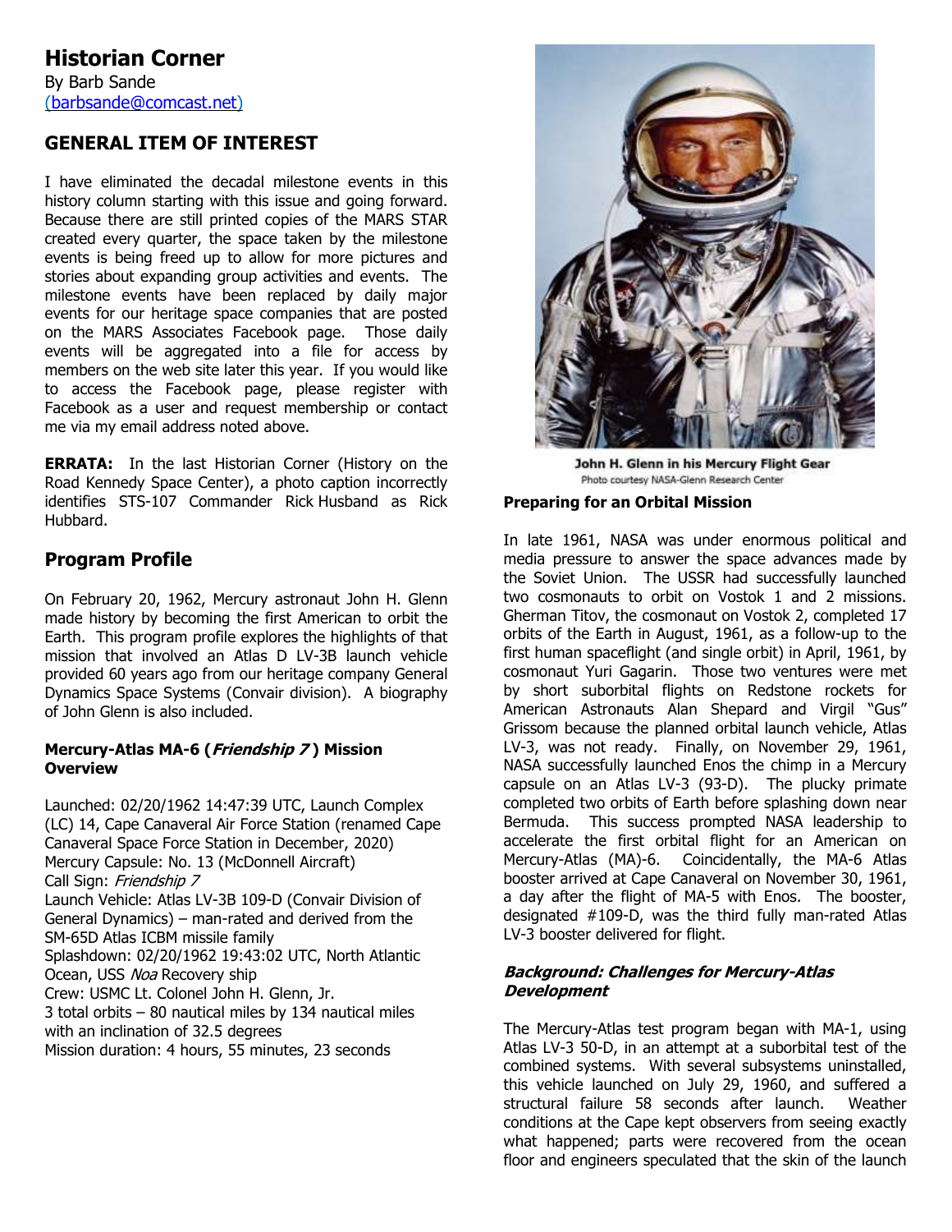## Historian Corner

By Barb Sande
(barbsande@comcast.net)

### GENERAL ITEM OF INTEREST

I have eliminated the decadal milestone events in this history column starting with this issue and going forward. Because there are still printed copies of the MARS STAR created every quarter, the space taken by the milestone events is being freed up to allow for more pictures and stories about expanding group activities and events. The milestone events have been replaced by daily major events for our heritage space companies that are posted on the MARS Associates Facebook page. Those daily events will be aggregated into a file for access by members on the web site later this year. If you would like to access the Facebook page, please register with Facebook as a user and request membership or contact me via my email address noted above.

**ERRATA:** In the last Historian Corner (History on the Road Kennedy Space Center), a photo caption incorrectly identifies STS-107 Commander Rick Husband as Rick Hubbard.

## Program Profile

On February 20, 1962, Mercury astronaut John H. Glenn made history by becoming the first American to orbit the Earth. This program profile explores the highlights of that mission that involved an Atlas D LV-3B launch vehicle provided 60 years ago from our heritage company General Dynamics Space Systems (Convair division). A biography of John Glenn is also included.

#### Mercury-Atlas MA-6 (*Friendship 7*) Mission Overview

Launched: 02/20/1962 14:47:39 UTC, Launch Complex (LC) 14, Cape Canaveral Air Force Station (renamed Cape Canaveral Space Force Station in December, 2020)
Mercury Capsule: No. 13 (McDonnell Aircraft)
Call Sign: *Friendship 7*
Launch Vehicle: Atlas LV-3B 109-D (Convair Division of General Dynamics) – man-rated and derived from the SM-65D Atlas ICBM missile family
Splashdown: 02/20/1962 19:43:02 UTC, North Atlantic Ocean, USS *Noa* Recovery ship
Crew: USMC Lt. Colonel John H. Glenn, Jr.
3 total orbits – 80 nautical miles by 134 nautical miles with an inclination of 32.5 degrees
Mission duration: 4 hours, 55 minutes, 23 seconds

**John H. Glenn in his Mercury Flight Gear**
Photo courtesy NASA-Glenn Research Center

#### Preparing for an Orbital Mission

In late 1961, NASA was under enormous political and media pressure to answer the space advances made by the Soviet Union. The USSR had successfully launched two cosmonauts to orbit on Vostok 1 and 2 missions. Gherman Titov, the cosmonaut on Vostok 2, completed 17 orbits of the Earth in August, 1961, as a follow-up to the first human spaceflight (and single orbit) in April, 1961, by cosmonaut Yuri Gagarin. Those two ventures were met by short suborbital flights on Redstone rockets for American Astronauts Alan Shepard and Virgil "Gus" Grissom because the planned orbital launch vehicle, Atlas LV-3, was not ready. Finally, on November 29, 1961, NASA successfully launched Enos the chimp in a Mercury capsule on an Atlas LV-3 (93-D). The plucky primate completed two orbits of Earth before splashing down near Bermuda. This success prompted NASA leadership to accelerate the first orbital flight for an American on Mercury-Atlas (MA)-6. Coincidentally, the MA-6 Atlas booster arrived at Cape Canaveral on November 30, 1961, a day after the flight of MA-5 with Enos. The booster, designated #109-D, was the third fully man-rated Atlas LV-3 booster delivered for flight.

#### *Background: Challenges for Mercury-Atlas Development*

The Mercury-Atlas test program began with MA-1, using Atlas LV-3 50-D, in an attempt at a suborbital test of the combined systems. With several subsystems uninstalled, this vehicle launched on July 29, 1960, and suffered a structural failure 58 seconds after launch. Weather conditions at the Cape kept observers from seeing exactly what happened; parts were recovered from the ocean floor and engineers speculated that the skin of the launch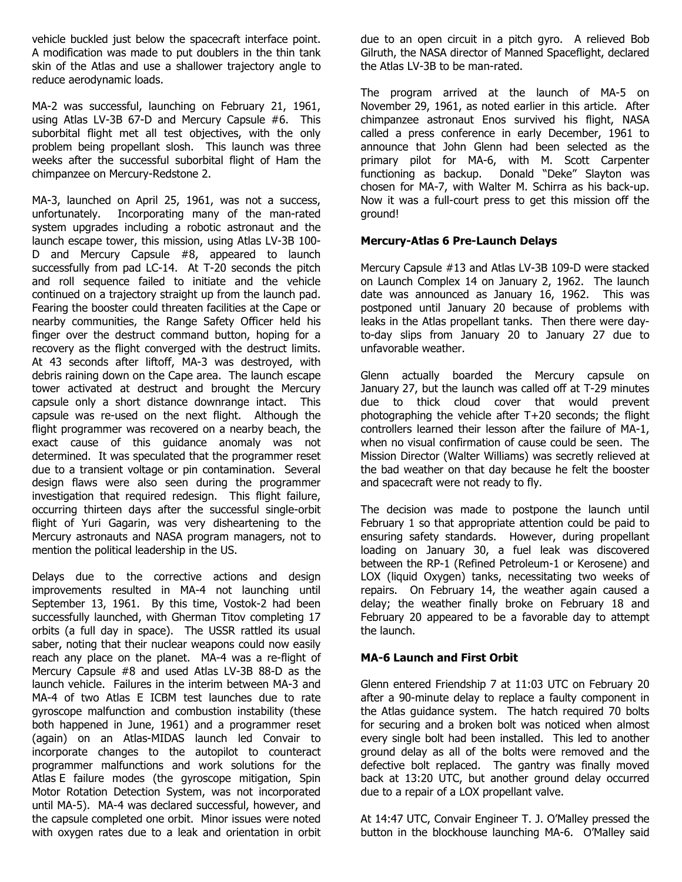vehicle buckled just below the spacecraft interface point. A modification was made to put doublers in the thin tank skin of the Atlas and use a shallower trajectory angle to reduce aerodynamic loads.

MA-2 was successful, launching on February 21, 1961, using Atlas LV-3B 67-D and Mercury Capsule #6. This suborbital flight met all test objectives, with the only problem being propellant slosh. This launch was three weeks after the successful suborbital flight of Ham the chimpanzee on Mercury-Redstone 2.

MA-3, launched on April 25, 1961, was not a success, unfortunately. Incorporating many of the man-rated system upgrades including a robotic astronaut and the launch escape tower, this mission, using Atlas LV-3B 100-D and Mercury Capsule #8, appeared to launch successfully from pad LC-14. At T-20 seconds the pitch and roll sequence failed to initiate and the vehicle continued on a trajectory straight up from the launch pad. Fearing the booster could threaten facilities at the Cape or nearby communities, the Range Safety Officer held his finger over the destruct command button, hoping for a recovery as the flight converged with the destruct limits. At 43 seconds after liftoff, MA-3 was destroyed, with debris raining down on the Cape area. The launch escape tower activated at destruct and brought the Mercury capsule only a short distance downrange intact. This capsule was re-used on the next flight. Although the flight programmer was recovered on a nearby beach, the exact cause of this guidance anomaly was not determined. It was speculated that the programmer reset due to a transient voltage or pin contamination. Several design flaws were also seen during the programmer investigation that required redesign. This flight failure, occurring thirteen days after the successful single-orbit flight of Yuri Gagarin, was very disheartening to the Mercury astronauts and NASA program managers, not to mention the political leadership in the US.

Delays due to the corrective actions and design improvements resulted in MA-4 not launching until September 13, 1961. By this time, Vostok-2 had been successfully launched, with Gherman Titov completing 17 orbits (a full day in space). The USSR rattled its usual saber, noting that their nuclear weapons could now easily reach any place on the planet. MA-4 was a re-flight of Mercury Capsule #8 and used Atlas LV-3B 88-D as the launch vehicle. Failures in the interim between MA-3 and MA-4 of two Atlas E ICBM test launches due to rate gyroscope malfunction and combustion instability (these both happened in June, 1961) and a programmer reset (again) on an Atlas-MIDAS launch led Convair to incorporate changes to the autopilot to counteract programmer malfunctions and work solutions for the Atlas E failure modes (the gyroscope mitigation, Spin Motor Rotation Detection System, was not incorporated until MA-5). MA-4 was declared successful, however, and the capsule completed one orbit. Minor issues were noted with oxygen rates due to a leak and orientation in orbit due to an open circuit in a pitch gyro. A relieved Bob Gilruth, the NASA director of Manned Spaceflight, declared the Atlas LV-3B to be man-rated.

The program arrived at the launch of MA-5 on November 29, 1961, as noted earlier in this article. After chimpanzee astronaut Enos survived his flight, NASA called a press conference in early December, 1961 to announce that John Glenn had been selected as the primary pilot for MA-6, with M. Scott Carpenter functioning as backup. Donald "Deke" Slayton was chosen for MA-7, with Walter M. Schirra as his back-up. Now it was a full-court press to get this mission off the ground!

**Mercury-Atlas 6 Pre-Launch Delays**

Mercury Capsule #13 and Atlas LV-3B 109-D were stacked on Launch Complex 14 on January 2, 1962. The launch date was announced as January 16, 1962. This was postponed until January 20 because of problems with leaks in the Atlas propellant tanks. Then there were day-to-day slips from January 20 to January 27 due to unfavorable weather.

Glenn actually boarded the Mercury capsule on January 27, but the launch was called off at T-29 minutes due to thick cloud cover that would prevent photographing the vehicle after T+20 seconds; the flight controllers learned their lesson after the failure of MA-1, when no visual confirmation of cause could be seen. The Mission Director (Walter Williams) was secretly relieved at the bad weather on that day because he felt the booster and spacecraft were not ready to fly.

The decision was made to postpone the launch until February 1 so that appropriate attention could be paid to ensuring safety standards. However, during propellant loading on January 30, a fuel leak was discovered between the RP-1 (Refined Petroleum-1 or Kerosene) and LOX (liquid Oxygen) tanks, necessitating two weeks of repairs. On February 14, the weather again caused a delay; the weather finally broke on February 18 and February 20 appeared to be a favorable day to attempt the launch.

**MA-6 Launch and First Orbit**

Glenn entered Friendship 7 at 11:03 UTC on February 20 after a 90-minute delay to replace a faulty component in the Atlas guidance system. The hatch required 70 bolts for securing and a broken bolt was noticed when almost every single bolt had been installed. This led to another ground delay as all of the bolts were removed and the defective bolt replaced. The gantry was finally moved back at 13:20 UTC, but another ground delay occurred due to a repair of a LOX propellant valve.

At 14:47 UTC, Convair Engineer T. J. O'Malley pressed the button in the blockhouse launching MA-6. O'Malley said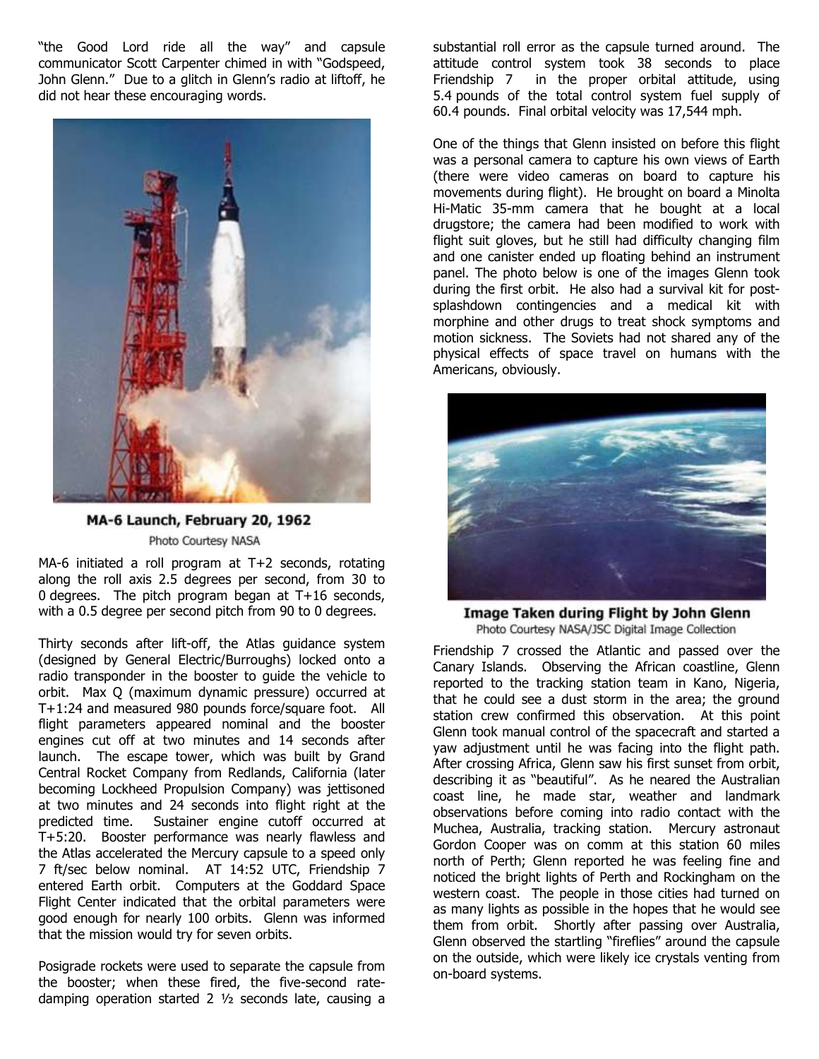"the Good Lord ride all the way" and capsule communicator Scott Carpenter chimed in with "Godspeed, John Glenn." Due to a glitch in Glenn's radio at liftoff, he did not hear these encouraging words.

**MA-6 Launch, February 20, 1962**

Photo Courtesy NASA

MA-6 initiated a roll program at T+2 seconds, rotating along the roll axis 2.5 degrees per second, from 30 to 0 degrees. The pitch program began at T+16 seconds, with a 0.5 degree per second pitch from 90 to 0 degrees.

Thirty seconds after lift-off, the Atlas guidance system (designed by General Electric/Burroughs) locked onto a radio transponder in the booster to guide the vehicle to orbit. Max Q (maximum dynamic pressure) occurred at T+1:24 and measured 980 pounds force/square foot. All flight parameters appeared nominal and the booster engines cut off at two minutes and 14 seconds after launch. The escape tower, which was built by Grand Central Rocket Company from Redlands, California (later becoming Lockheed Propulsion Company) was jettisoned at two minutes and 24 seconds into flight right at the predicted time. Sustainer engine cutoff occurred at T+5:20. Booster performance was nearly flawless and the Atlas accelerated the Mercury capsule to a speed only 7 ft/sec below nominal. AT 14:52 UTC, Friendship 7 entered Earth orbit. Computers at the Goddard Space Flight Center indicated that the orbital parameters were good enough for nearly 100 orbits. Glenn was informed that the mission would try for seven orbits.

Posigrade rockets were used to separate the capsule from the booster; when these fired, the five-second rate-damping operation started 2 ½ seconds late, causing a substantial roll error as the capsule turned around. The attitude control system took 38 seconds to place Friendship 7 in the proper orbital attitude, using 5.4 pounds of the total control system fuel supply of 60.4 pounds. Final orbital velocity was 17,544 mph.

One of the things that Glenn insisted on before this flight was a personal camera to capture his own views of Earth (there were video cameras on board to capture his movements during flight). He brought on board a Minolta Hi-Matic 35-mm camera that he bought at a local drugstore; the camera had been modified to work with flight suit gloves, but he still had difficulty changing film and one canister ended up floating behind an instrument panel. The photo below is one of the images Glenn took during the first orbit. He also had a survival kit for post-splashdown contingencies and a medical kit with morphine and other drugs to treat shock symptoms and motion sickness. The Soviets had not shared any of the physical effects of space travel on humans with the Americans, obviously.

**Image Taken during Flight by John Glenn**

Photo Courtesy NASA/JSC Digital Image Collection

Friendship 7 crossed the Atlantic and passed over the Canary Islands. Observing the African coastline, Glenn reported to the tracking station team in Kano, Nigeria, that he could see a dust storm in the area; the ground station crew confirmed this observation. At this point Glenn took manual control of the spacecraft and started a yaw adjustment until he was facing into the flight path. After crossing Africa, Glenn saw his first sunset from orbit, describing it as "beautiful". As he neared the Australian coast line, he made star, weather and landmark observations before coming into radio contact with the Muchea, Australia, tracking station. Mercury astronaut Gordon Cooper was on comm at this station 60 miles north of Perth; Glenn reported he was feeling fine and noticed the bright lights of Perth and Rockingham on the western coast. The people in those cities had turned on as many lights as possible in the hopes that he would see them from orbit. Shortly after passing over Australia, Glenn observed the startling "fireflies" around the capsule on the outside, which were likely ice crystals venting from on-board systems.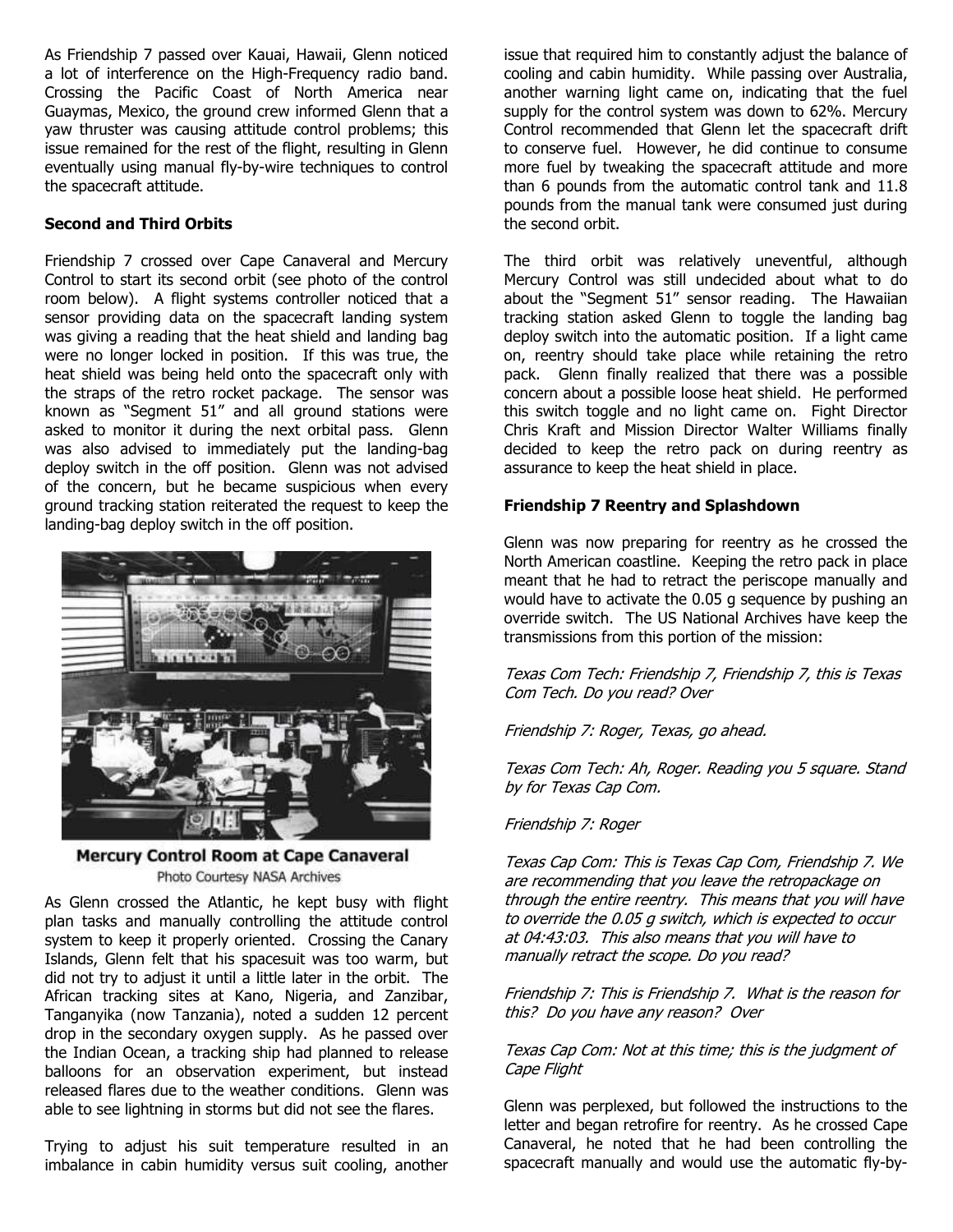As Friendship 7 passed over Kauai, Hawaii, Glenn noticed a lot of interference on the High-Frequency radio band. Crossing the Pacific Coast of North America near Guaymas, Mexico, the ground crew informed Glenn that a yaw thruster was causing attitude control problems; this issue remained for the rest of the flight, resulting in Glenn eventually using manual fly-by-wire techniques to control the spacecraft attitude.

**Second and Third Orbits**

Friendship 7 crossed over Cape Canaveral and Mercury Control to start its second orbit (see photo of the control room below). A flight systems controller noticed that a sensor providing data on the spacecraft landing system was giving a reading that the heat shield and landing bag were no longer locked in position. If this was true, the heat shield was being held onto the spacecraft only with the straps of the retro rocket package. The sensor was known as "Segment 51" and all ground stations were asked to monitor it during the next orbital pass. Glenn was also advised to immediately put the landing-bag deploy switch in the off position. Glenn was not advised of the concern, but he became suspicious when every ground tracking station reiterated the request to keep the landing-bag deploy switch in the off position.

**Mercury Control Room at Cape Canaveral**
Photo Courtesy NASA Archives

As Glenn crossed the Atlantic, he kept busy with flight plan tasks and manually controlling the attitude control system to keep it properly oriented. Crossing the Canary Islands, Glenn felt that his spacesuit was too warm, but did not try to adjust it until a little later in the orbit. The African tracking sites at Kano, Nigeria, and Zanzibar, Tanganyika (now Tanzania), noted a sudden 12 percent drop in the secondary oxygen supply. As he passed over the Indian Ocean, a tracking ship had planned to release balloons for an observation experiment, but instead released flares due to the weather conditions. Glenn was able to see lightning in storms but did not see the flares.

Trying to adjust his suit temperature resulted in an imbalance in cabin humidity versus suit cooling, another issue that required him to constantly adjust the balance of cooling and cabin humidity. While passing over Australia, another warning light came on, indicating that the fuel supply for the control system was down to 62%. Mercury Control recommended that Glenn let the spacecraft drift to conserve fuel. However, he did continue to consume more fuel by tweaking the spacecraft attitude and more than 6 pounds from the automatic control tank and 11.8 pounds from the manual tank were consumed just during the second orbit.

The third orbit was relatively uneventful, although Mercury Control was still undecided about what to do about the "Segment 51" sensor reading. The Hawaiian tracking station asked Glenn to toggle the landing bag deploy switch into the automatic position. If a light came on, reentry should take place while retaining the retro pack. Glenn finally realized that there was a possible concern about a possible loose heat shield. He performed this switch toggle and no light came on. Fight Director Chris Kraft and Mission Director Walter Williams finally decided to keep the retro pack on during reentry as assurance to keep the heat shield in place.

**Friendship 7 Reentry and Splashdown**

Glenn was now preparing for reentry as he crossed the North American coastline. Keeping the retro pack in place meant that he had to retract the periscope manually and would have to activate the 0.05 g sequence by pushing an override switch. The US National Archives have keep the transmissions from this portion of the mission:

*Texas Com Tech: Friendship 7, Friendship 7, this is Texas Com Tech. Do you read? Over*

*Friendship 7: Roger, Texas, go ahead.*

*Texas Com Tech: Ah, Roger. Reading you 5 square. Stand by for Texas Cap Com.*

*Friendship 7: Roger*

*Texas Cap Com: This is Texas Cap Com, Friendship 7. We are recommending that you leave the retropackage on through the entire reentry. This means that you will have to override the 0.05 g switch, which is expected to occur at 04:43:03. This also means that you will have to manually retract the scope. Do you read?*

*Friendship 7: This is Friendship 7. What is the reason for this? Do you have any reason? Over*

*Texas Cap Com: Not at this time; this is the judgment of Cape Flight*

Glenn was perplexed, but followed the instructions to the letter and began retrofire for reentry. As he crossed Cape Canaveral, he noted that he had been controlling the spacecraft manually and would use the automatic fly-by-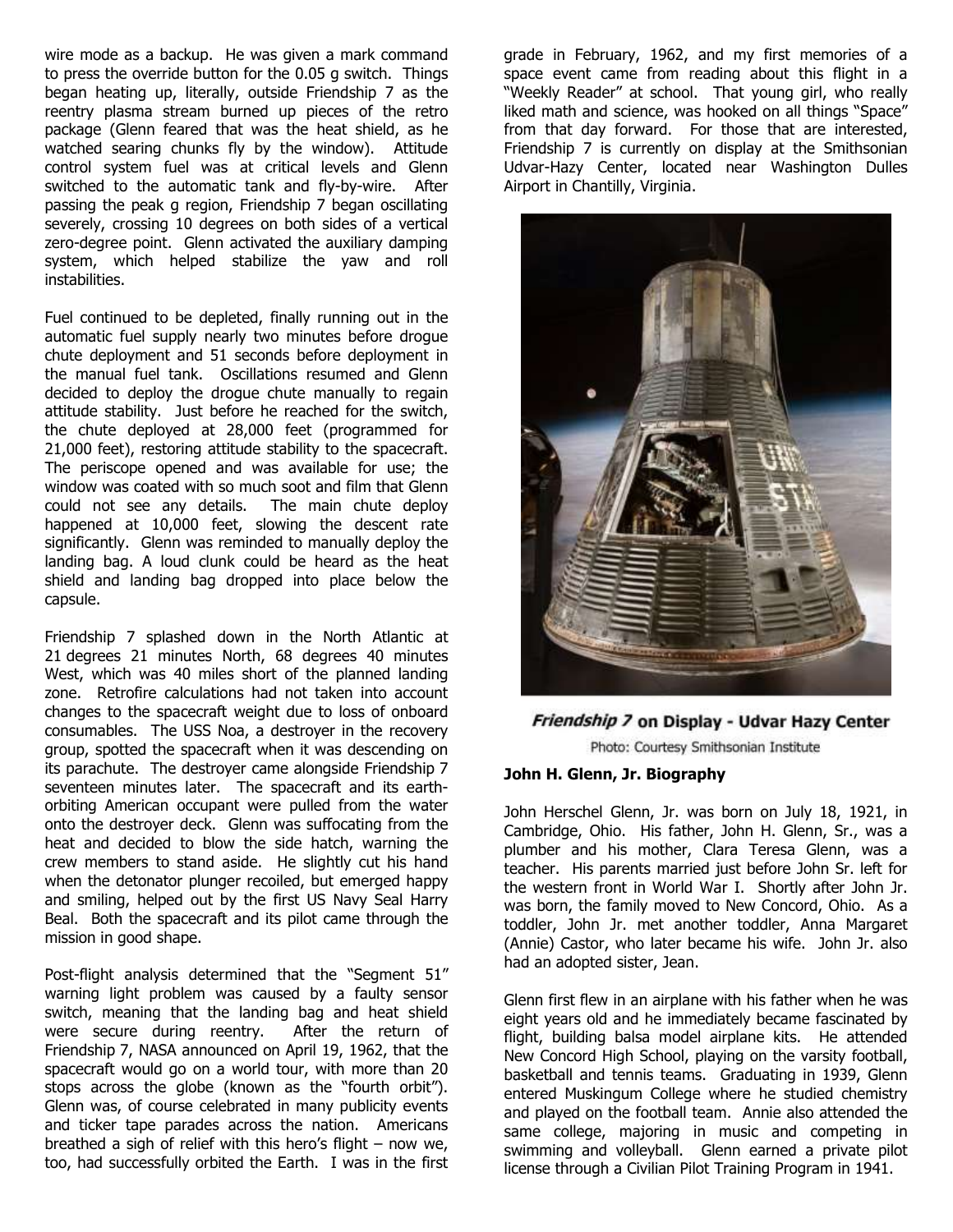wire mode as a backup. He was given a mark command to press the override button for the 0.05 g switch. Things began heating up, literally, outside Friendship 7 as the reentry plasma stream burned up pieces of the retro package (Glenn feared that was the heat shield, as he watched searing chunks fly by the window). Attitude control system fuel was at critical levels and Glenn switched to the automatic tank and fly-by-wire. After passing the peak g region, Friendship 7 began oscillating severely, crossing 10 degrees on both sides of a vertical zero-degree point. Glenn activated the auxiliary damping system, which helped stabilize the yaw and roll instabilities.

Fuel continued to be depleted, finally running out in the automatic fuel supply nearly two minutes before drogue chute deployment and 51 seconds before deployment in the manual fuel tank. Oscillations resumed and Glenn decided to deploy the drogue chute manually to regain attitude stability. Just before he reached for the switch, the chute deployed at 28,000 feet (programmed for 21,000 feet), restoring attitude stability to the spacecraft. The periscope opened and was available for use; the window was coated with so much soot and film that Glenn could not see any details. The main chute deploy happened at 10,000 feet, slowing the descent rate significantly. Glenn was reminded to manually deploy the landing bag. A loud clunk could be heard as the heat shield and landing bag dropped into place below the capsule.

Friendship 7 splashed down in the North Atlantic at 21 degrees 21 minutes North, 68 degrees 40 minutes West, which was 40 miles short of the planned landing zone. Retrofire calculations had not taken into account changes to the spacecraft weight due to loss of onboard consumables. The USS Noa, a destroyer in the recovery group, spotted the spacecraft when it was descending on its parachute. The destroyer came alongside Friendship 7 seventeen minutes later. The spacecraft and its earth-orbiting American occupant were pulled from the water onto the destroyer deck. Glenn was suffocating from the heat and decided to blow the side hatch, warning the crew members to stand aside. He slightly cut his hand when the detonator plunger recoiled, but emerged happy and smiling, helped out by the first US Navy Seal Harry Beal. Both the spacecraft and its pilot came through the mission in good shape.

Post-flight analysis determined that the "Segment 51" warning light problem was caused by a faulty sensor switch, meaning that the landing bag and heat shield were secure during reentry. After the return of Friendship 7, NASA announced on April 19, 1962, that the spacecraft would go on a world tour, with more than 20 stops across the globe (known as the "fourth orbit"). Glenn was, of course celebrated in many publicity events and ticker tape parades across the nation. Americans breathed a sigh of relief with this hero's flight – now we, too, had successfully orbited the Earth. I was in the first grade in February, 1962, and my first memories of a space event came from reading about this flight in a "Weekly Reader" at school. That young girl, who really liked math and science, was hooked on all things "Space" from that day forward. For those that are interested, Friendship 7 is currently on display at the Smithsonian Udvar-Hazy Center, located near Washington Dulles Airport in Chantilly, Virginia.

***Friendship 7* on Display - Udvar Hazy Center**

Photo: Courtesy Smithsonian Institute

**John H. Glenn, Jr. Biography**

John Herschel Glenn, Jr. was born on July 18, 1921, in Cambridge, Ohio. His father, John H. Glenn, Sr., was a plumber and his mother, Clara Teresa Glenn, was a teacher. His parents married just before John Sr. left for the western front in World War I. Shortly after John Jr. was born, the family moved to New Concord, Ohio. As a toddler, John Jr. met another toddler, Anna Margaret (Annie) Castor, who later became his wife. John Jr. also had an adopted sister, Jean.

Glenn first flew in an airplane with his father when he was eight years old and he immediately became fascinated by flight, building balsa model airplane kits. He attended New Concord High School, playing on the varsity football, basketball and tennis teams. Graduating in 1939, Glenn entered Muskingum College where he studied chemistry and played on the football team. Annie also attended the same college, majoring in music and competing in swimming and volleyball. Glenn earned a private pilot license through a Civilian Pilot Training Program in 1941.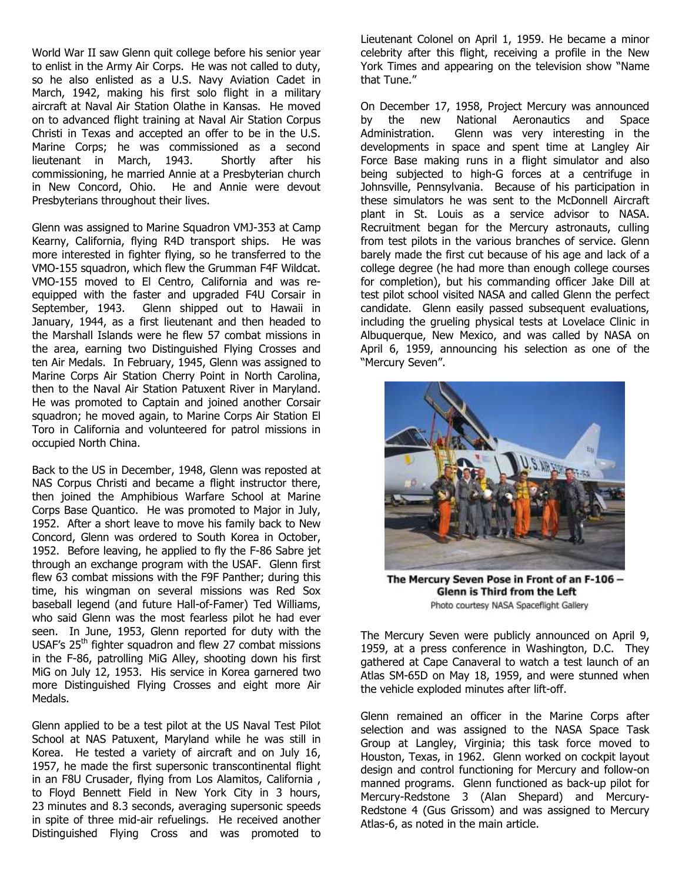World War II saw Glenn quit college before his senior year to enlist in the Army Air Corps. He was not called to duty, so he also enlisted as a U.S. Navy Aviation Cadet in March, 1942, making his first solo flight in a military aircraft at Naval Air Station Olathe in Kansas. He moved on to advanced flight training at Naval Air Station Corpus Christi in Texas and accepted an offer to be in the U.S. Marine Corps; he was commissioned as a second lieutenant in March, 1943. Shortly after his commissioning, he married Annie at a Presbyterian church in New Concord, Ohio. He and Annie were devout Presbyterians throughout their lives.

Glenn was assigned to Marine Squadron VMJ-353 at Camp Kearny, California, flying R4D transport ships. He was more interested in fighter flying, so he transferred to the VMO-155 squadron, which flew the Grumman F4F Wildcat. VMO-155 moved to El Centro, California and was re-equipped with the faster and upgraded F4U Corsair in September, 1943. Glenn shipped out to Hawaii in January, 1944, as a first lieutenant and then headed to the Marshall Islands were he flew 57 combat missions in the area, earning two Distinguished Flying Crosses and ten Air Medals. In February, 1945, Glenn was assigned to Marine Corps Air Station Cherry Point in North Carolina, then to the Naval Air Station Patuxent River in Maryland. He was promoted to Captain and joined another Corsair squadron; he moved again, to Marine Corps Air Station El Toro in California and volunteered for patrol missions in occupied North China.

Back to the US in December, 1948, Glenn was reposted at NAS Corpus Christi and became a flight instructor there, then joined the Amphibious Warfare School at Marine Corps Base Quantico. He was promoted to Major in July, 1952. After a short leave to move his family back to New Concord, Glenn was ordered to South Korea in October, 1952. Before leaving, he applied to fly the F-86 Sabre jet through an exchange program with the USAF. Glenn first flew 63 combat missions with the F9F Panther; during this time, his wingman on several missions was Red Sox baseball legend (and future Hall-of-Famer) Ted Williams, who said Glenn was the most fearless pilot he had ever seen. In June, 1953, Glenn reported for duty with the USAF's 25th fighter squadron and flew 27 combat missions in the F-86, patrolling MiG Alley, shooting down his first MiG on July 12, 1953. His service in Korea garnered two more Distinguished Flying Crosses and eight more Air Medals.

Glenn applied to be a test pilot at the US Naval Test Pilot School at NAS Patuxent, Maryland while he was still in Korea. He tested a variety of aircraft and on July 16, 1957, he made the first supersonic transcontinental flight in an F8U Crusader, flying from Los Alamitos, California , to Floyd Bennett Field in New York City in 3 hours, 23 minutes and 8.3 seconds, averaging supersonic speeds in spite of three mid-air refuelings. He received another Distinguished Flying Cross and was promoted to Lieutenant Colonel on April 1, 1959. He became a minor celebrity after this flight, receiving a profile in the New York Times and appearing on the television show "Name that Tune."

On December 17, 1958, Project Mercury was announced by the new National Aeronautics and Space Administration. Glenn was very interesting in the developments in space and spent time at Langley Air Force Base making runs in a flight simulator and also being subjected to high-G forces at a centrifuge in Johnsville, Pennsylvania. Because of his participation in these simulators he was sent to the McDonnell Aircraft plant in St. Louis as a service advisor to NASA. Recruitment began for the Mercury astronauts, culling from test pilots in the various branches of service. Glenn barely made the first cut because of his age and lack of a college degree (he had more than enough college courses for completion), but his commanding officer Jake Dill at test pilot school visited NASA and called Glenn the perfect candidate. Glenn easily passed subsequent evaluations, including the grueling physical tests at Lovelace Clinic in Albuquerque, New Mexico, and was called by NASA on April 6, 1959, announcing his selection as one of the "Mercury Seven".

**The Mercury Seven Pose in Front of an F-106 – Glenn is Third from the Left**
Photo courtesy NASA Spaceflight Gallery

The Mercury Seven were publicly announced on April 9, 1959, at a press conference in Washington, D.C. They gathered at Cape Canaveral to watch a test launch of an Atlas SM-65D on May 18, 1959, and were stunned when the vehicle exploded minutes after lift-off.

Glenn remained an officer in the Marine Corps after selection and was assigned to the NASA Space Task Group at Langley, Virginia; this task force moved to Houston, Texas, in 1962. Glenn worked on cockpit layout design and control functioning for Mercury and follow-on manned programs. Glenn functioned as back-up pilot for Mercury-Redstone 3 (Alan Shepard) and Mercury-Redstone 4 (Gus Grissom) and was assigned to Mercury Atlas-6, as noted in the main article.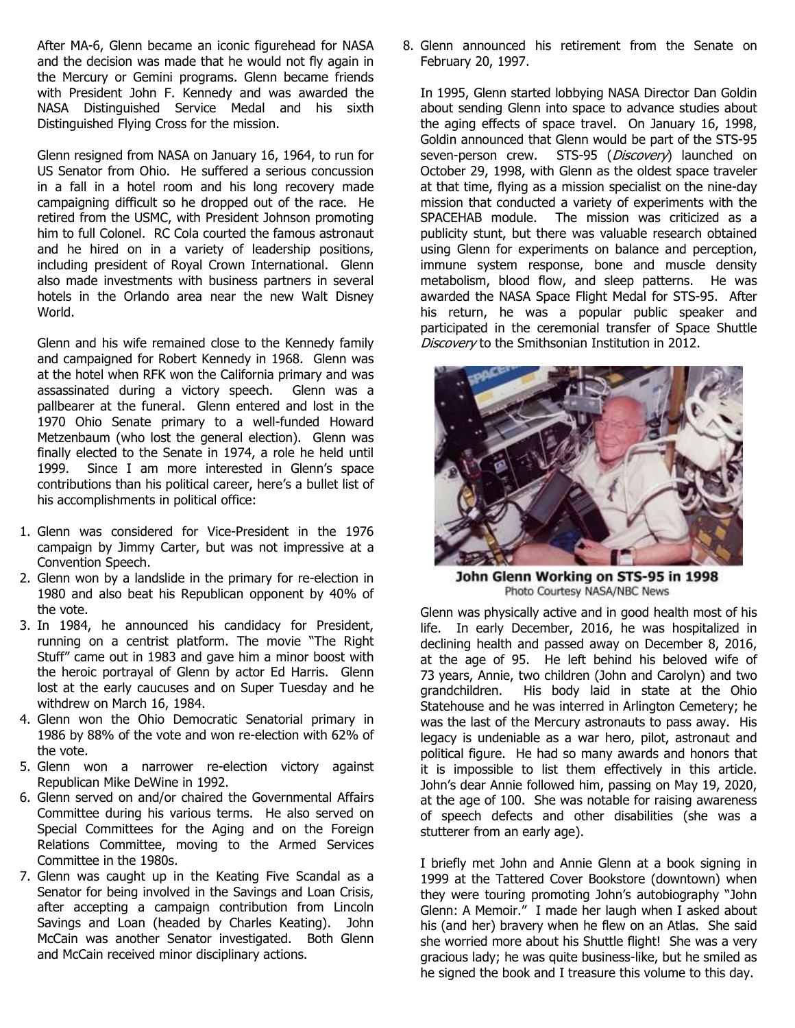After MA-6, Glenn became an iconic figurehead for NASA and the decision was made that he would not fly again in the Mercury or Gemini programs. Glenn became friends with President John F. Kennedy and was awarded the NASA Distinguished Service Medal and his sixth Distinguished Flying Cross for the mission.

Glenn resigned from NASA on January 16, 1964, to run for US Senator from Ohio. He suffered a serious concussion in a fall in a hotel room and his long recovery made campaigning difficult so he dropped out of the race. He retired from the USMC, with President Johnson promoting him to full Colonel. RC Cola courted the famous astronaut and he hired on in a variety of leadership positions, including president of Royal Crown International. Glenn also made investments with business partners in several hotels in the Orlando area near the new Walt Disney World.

Glenn and his wife remained close to the Kennedy family and campaigned for Robert Kennedy in 1968. Glenn was at the hotel when RFK won the California primary and was assassinated during a victory speech. Glenn was a pallbearer at the funeral. Glenn entered and lost in the 1970 Ohio Senate primary to a well-funded Howard Metzenbaum (who lost the general election). Glenn was finally elected to the Senate in 1974, a role he held until 1999. Since I am more interested in Glenn's space contributions than his political career, here's a bullet list of his accomplishments in political office:

1. Glenn was considered for Vice-President in the 1976 campaign by Jimmy Carter, but was not impressive at a Convention Speech.
2. Glenn won by a landslide in the primary for re-election in 1980 and also beat his Republican opponent by 40% of the vote.
3. In 1984, he announced his candidacy for President, running on a centrist platform. The movie "The Right Stuff" came out in 1983 and gave him a minor boost with the heroic portrayal of Glenn by actor Ed Harris. Glenn lost at the early caucuses and on Super Tuesday and he withdrew on March 16, 1984.
4. Glenn won the Ohio Democratic Senatorial primary in 1986 by 88% of the vote and won re-election with 62% of the vote.
5. Glenn won a narrower re-election victory against Republican Mike DeWine in 1992.
6. Glenn served on and/or chaired the Governmental Affairs Committee during his various terms. He also served on Special Committees for the Aging and on the Foreign Relations Committee, moving to the Armed Services Committee in the 1980s.
7. Glenn was caught up in the Keating Five Scandal as a Senator for being involved in the Savings and Loan Crisis, after accepting a campaign contribution from Lincoln Savings and Loan (headed by Charles Keating). John McCain was another Senator investigated. Both Glenn and McCain received minor disciplinary actions.
8. Glenn announced his retirement from the Senate on February 20, 1997.

In 1995, Glenn started lobbying NASA Director Dan Goldin about sending Glenn into space to advance studies about the aging effects of space travel. On January 16, 1998, Goldin announced that Glenn would be part of the STS-95 seven-person crew. STS-95 (*Discovery*) launched on October 29, 1998, with Glenn as the oldest space traveler at that time, flying as a mission specialist on the nine-day mission that conducted a variety of experiments with the SPACEHAB module. The mission was criticized as a publicity stunt, but there was valuable research obtained using Glenn for experiments on balance and perception, immune system response, bone and muscle density metabolism, blood flow, and sleep patterns. He was awarded the NASA Space Flight Medal for STS-95. After his return, he was a popular public speaker and participated in the ceremonial transfer of Space Shuttle *Discovery* to the Smithsonian Institution in 2012.

**John Glenn Working on STS-95 in 1998**
Photo Courtesy NASA/NBC News

Glenn was physically active and in good health most of his life. In early December, 2016, he was hospitalized in declining health and passed away on December 8, 2016, at the age of 95. He left behind his beloved wife of 73 years, Annie, two children (John and Carolyn) and two grandchildren. His body laid in state at the Ohio Statehouse and he was interred in Arlington Cemetery; he was the last of the Mercury astronauts to pass away. His legacy is undeniable as a war hero, pilot, astronaut and political figure. He had so many awards and honors that it is impossible to list them effectively in this article. John's dear Annie followed him, passing on May 19, 2020, at the age of 100. She was notable for raising awareness of speech defects and other disabilities (she was a stutterer from an early age).

I briefly met John and Annie Glenn at a book signing in 1999 at the Tattered Cover Bookstore (downtown) when they were touring promoting John's autobiography "John Glenn: A Memoir." I made her laugh when I asked about his (and her) bravery when he flew on an Atlas. She said she worried more about his Shuttle flight! She was a very gracious lady; he was quite business-like, but he smiled as he signed the book and I treasure this volume to this day.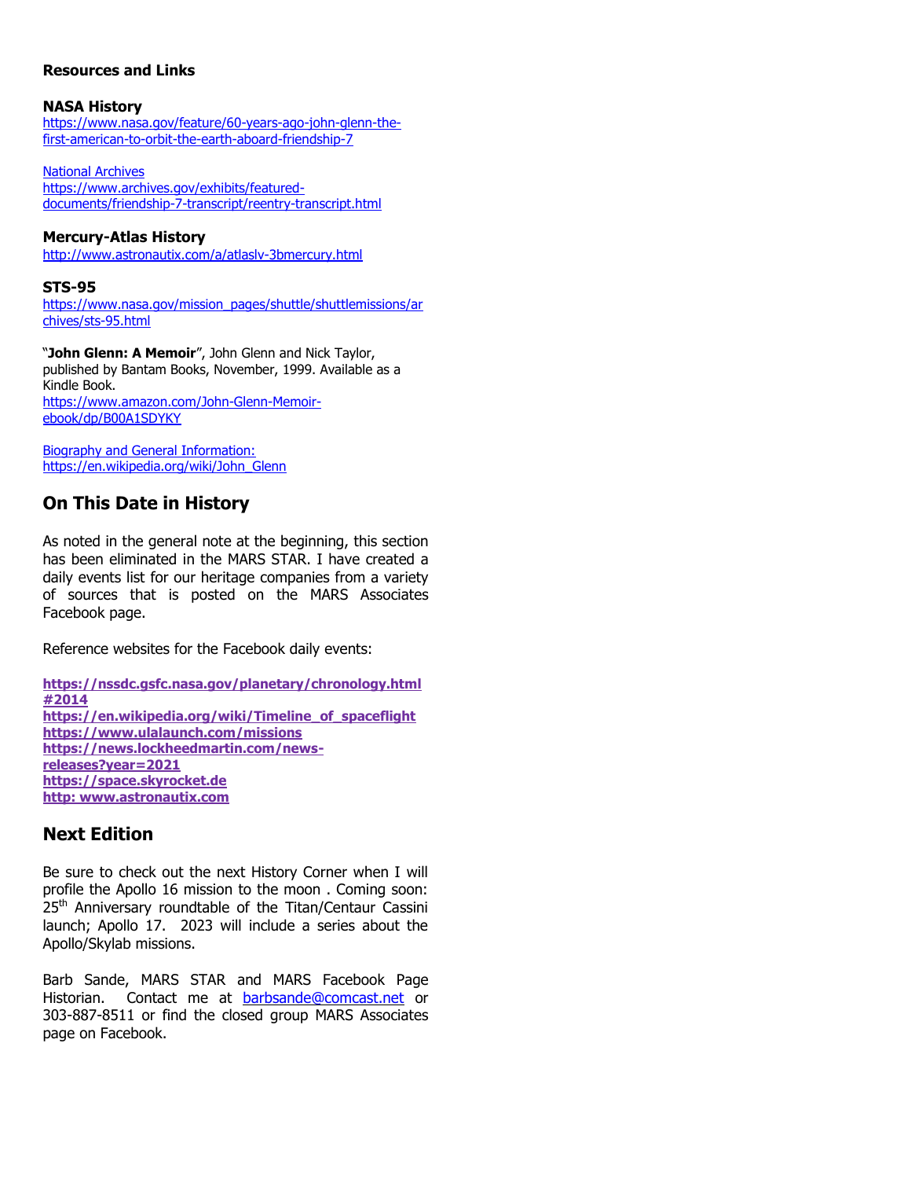**Resources and Links**

**NASA History**
https://www.nasa.gov/feature/60-years-ago-john-glenn-the-first-american-to-orbit-the-earth-aboard-friendship-7

National Archives
https://www.archives.gov/exhibits/featured-documents/friendship-7-transcript/reentry-transcript.html

**Mercury-Atlas History**
http://www.astronautix.com/a/atlaslv-3bmercury.html

**STS-95**
https://www.nasa.gov/mission_pages/shuttle/shuttlemissions/archives/sts-95.html

"**John Glenn: A Memoir**", John Glenn and Nick Taylor, published by Bantam Books, November, 1999. Available as a Kindle Book.
https://www.amazon.com/John-Glenn-Memoir-ebook/dp/B00A1SDYKY

Biography and General Information:
https://en.wikipedia.org/wiki/John_Glenn

## On This Date in History

As noted in the general note at the beginning, this section has been eliminated in the MARS STAR. I have created a daily events list for our heritage companies from a variety of sources that is posted on the MARS Associates Facebook page.

Reference websites for the Facebook daily events:

**https://nssdc.gsfc.nasa.gov/planetary/chronology.html#2014**
**https://en.wikipedia.org/wiki/Timeline_of_spaceflight**
**https://www.ulalaunch.com/missions**
**https://news.lockheedmartin.com/news-releases?year=2021**
**https://space.skyrocket.de**
**http: www.astronautix.com**

## Next Edition

Be sure to check out the next History Corner when I will profile the Apollo 16 mission to the moon . Coming soon: 25th Anniversary roundtable of the Titan/Centaur Cassini launch; Apollo 17. 2023 will include a series about the Apollo/Skylab missions.

Barb Sande, MARS STAR and MARS Facebook Page Historian. Contact me at barbsande@comcast.net or 303-887-8511 or find the closed group MARS Associates page on Facebook.